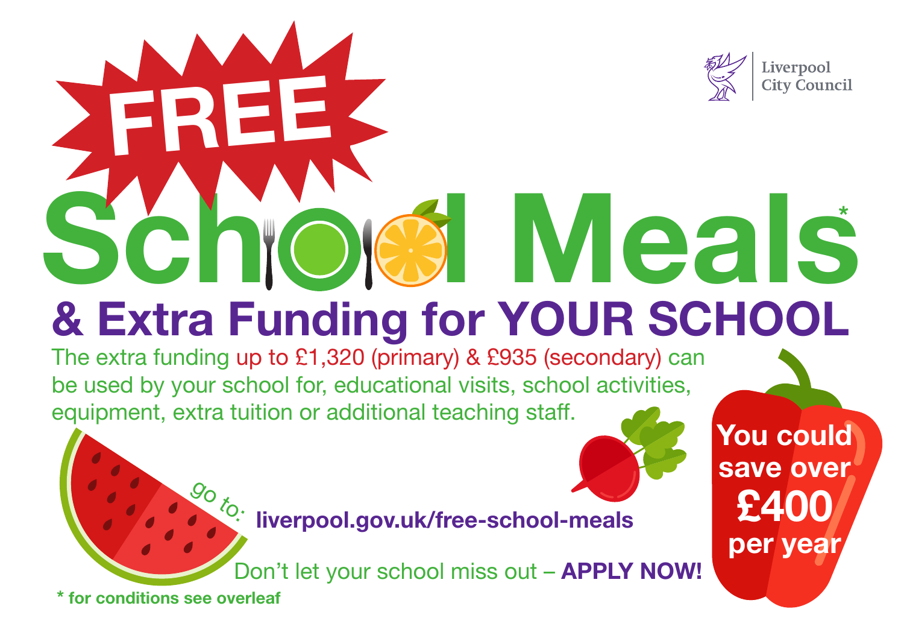Liverpool City Council

# FREE School Meals*

## & Extra Funding for YOUR SCHOOL

The extra funding up to £1,320 (primary) & £935 (secondary) can be used by your school for, educational visits, school activities, equipment, extra tuition or additional teaching staff.

go to: **liverpool.gov.uk/free-school-meals**

**You could save over £400 per year**

Don't let your school miss out – **APPLY NOW!**

**\* for conditions see overleaf**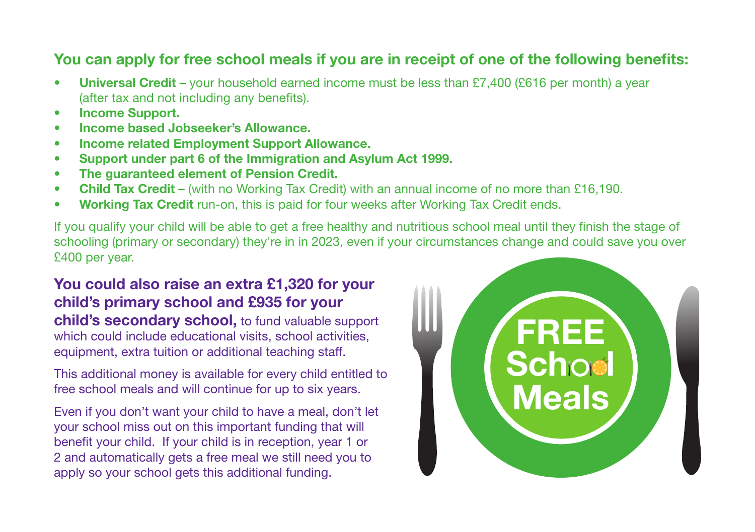## You can apply for free school meals if you are in receipt of one of the following benefits:

- **Universal Credit** – your household earned income must be less than £7,400 (£616 per month) a year (after tax and not including any benefits).
- **Income Support.**
- **Income based Jobseeker's Allowance.**
- **Income related Employment Support Allowance.**
- **Support under part 6 of the Immigration and Asylum Act 1999.**
- **The guaranteed element of Pension Credit.**
- **Child Tax Credit** – (with no Working Tax Credit) with an annual income of no more than £16,190.
- **Working Tax Credit** run-on, this is paid for four weeks after Working Tax Credit ends.

If you qualify your child will be able to get a free healthy and nutritious school meal until they finish the stage of schooling (primary or secondary) they're in in 2023, even if your circumstances change and could save you over £400 per year.

**You could also raise an extra £1,320 for your child's primary school and £935 for your child's secondary school,** to fund valuable support which could include educational visits, school activities, equipment, extra tuition or additional teaching staff.

This additional money is available for every child entitled to free school meals and will continue for up to six years.

Even if you don't want your child to have a meal, don't let your school miss out on this important funding that will benefit your child. If your child is in reception, year 1 or 2 and automatically gets a free meal we still need you to apply so your school gets this additional funding.

FREE School Meals